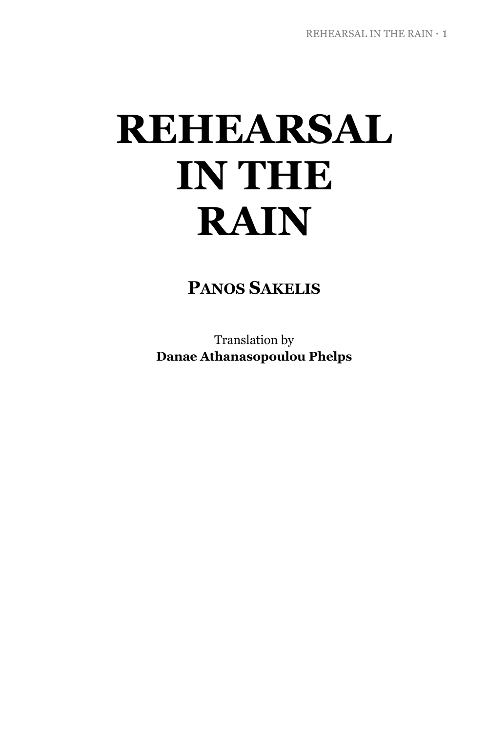# REHEARSAL IN THE RAIN

**PANOS SAKELIS**

Translation by
**Danae Athanasopoulou Phelps**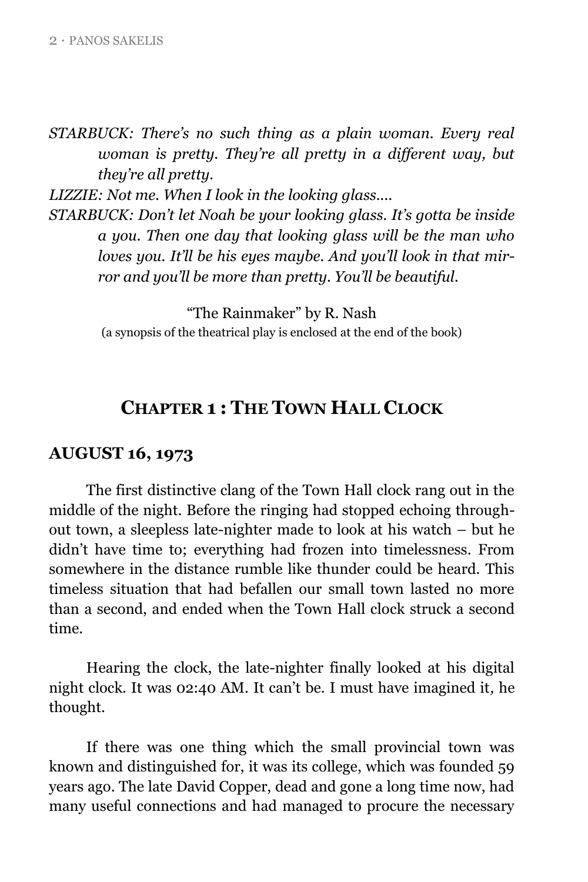*STARBUCK: There's no such thing as a plain woman. Every real woman is pretty. They're all pretty in a different way, but they're all pretty.*

*LIZZIE: Not me. When I look in the looking glass....*

*STARBUCK: Don't let Noah be your looking glass. It's gotta be inside a you. Then one day that looking glass will be the man who loves you. It'll be his eyes maybe. And you'll look in that mirror and you'll be more than pretty. You'll be beautiful.*

"The Rainmaker" by R. Nash
(a synopsis of the theatrical play is enclosed at the end of the book)

## CHAPTER 1 : THE TOWN HALL CLOCK

### AUGUST 16, 1973

The first distinctive clang of the Town Hall clock rang out in the middle of the night. Before the ringing had stopped echoing throughout town, a sleepless late-nighter made to look at his watch – but he didn't have time to; everything had frozen into timelessness. From somewhere in the distance rumble like thunder could be heard. This timeless situation that had befallen our small town lasted no more than a second, and ended when the Town Hall clock struck a second time.

Hearing the clock, the late-nighter finally looked at his digital night clock. It was 02:40 AM. It can't be. I must have imagined it, he thought.

If there was one thing which the small provincial town was known and distinguished for, it was its college, which was founded 59 years ago. The late David Copper, dead and gone a long time now, had many useful connections and had managed to procure the necessary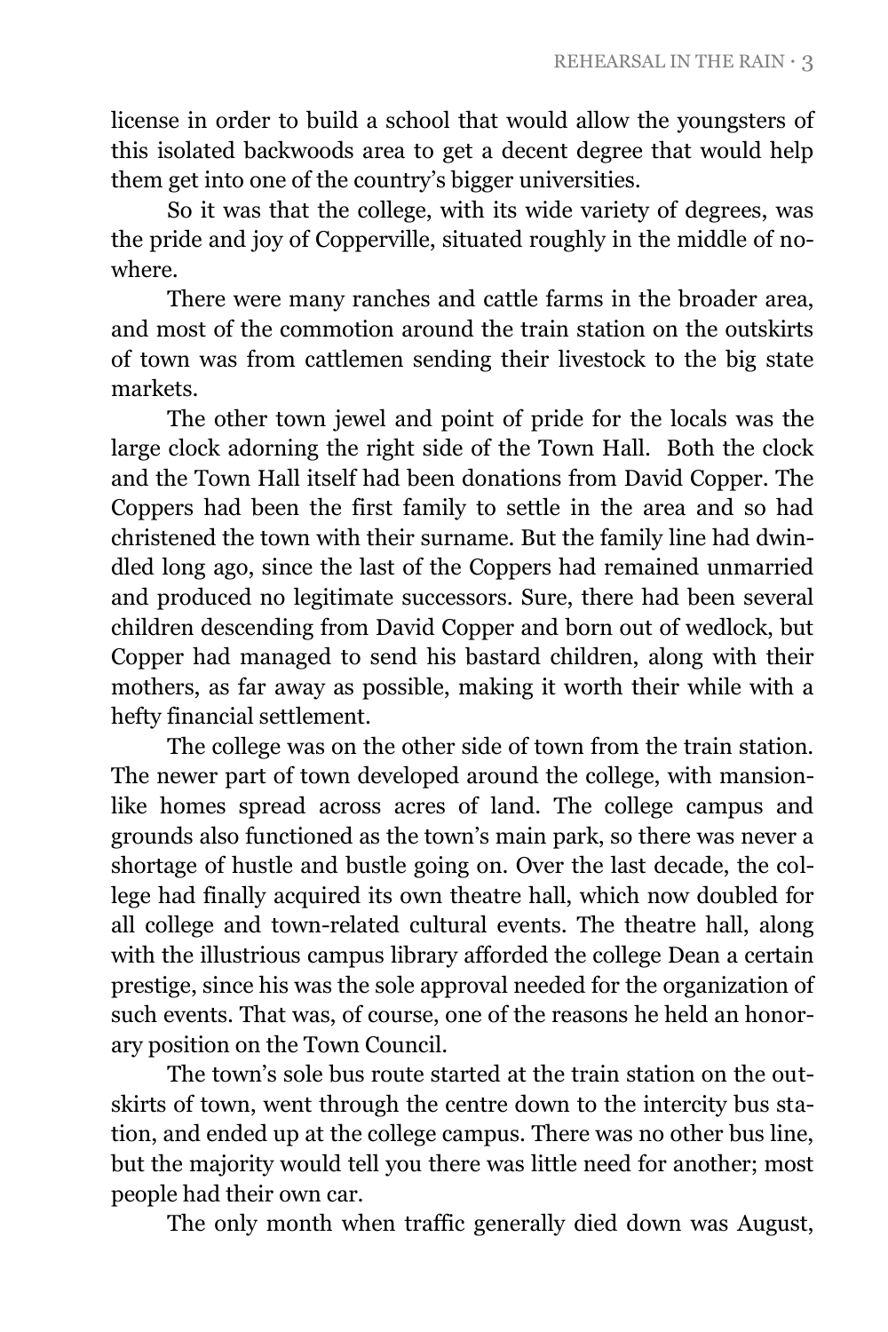license in order to build a school that would allow the youngsters of this isolated backwoods area to get a decent degree that would help them get into one of the country's bigger universities.

So it was that the college, with its wide variety of degrees, was the pride and joy of Copperville, situated roughly in the middle of nowhere.

There were many ranches and cattle farms in the broader area, and most of the commotion around the train station on the outskirts of town was from cattlemen sending their livestock to the big state markets.

The other town jewel and point of pride for the locals was the large clock adorning the right side of the Town Hall. Both the clock and the Town Hall itself had been donations from David Copper. The Coppers had been the first family to settle in the area and so had christened the town with their surname. But the family line had dwindled long ago, since the last of the Coppers had remained unmarried and produced no legitimate successors. Sure, there had been several children descending from David Copper and born out of wedlock, but Copper had managed to send his bastard children, along with their mothers, as far away as possible, making it worth their while with a hefty financial settlement.

The college was on the other side of town from the train station. The newer part of town developed around the college, with mansion-like homes spread across acres of land. The college campus and grounds also functioned as the town's main park, so there was never a shortage of hustle and bustle going on. Over the last decade, the college had finally acquired its own theatre hall, which now doubled for all college and town-related cultural events. The theatre hall, along with the illustrious campus library afforded the college Dean a certain prestige, since his was the sole approval needed for the organization of such events. That was, of course, one of the reasons he held an honorary position on the Town Council.

The town's sole bus route started at the train station on the outskirts of town, went through the centre down to the intercity bus station, and ended up at the college campus. There was no other bus line, but the majority would tell you there was little need for another; most people had their own car.

The only month when traffic generally died down was August,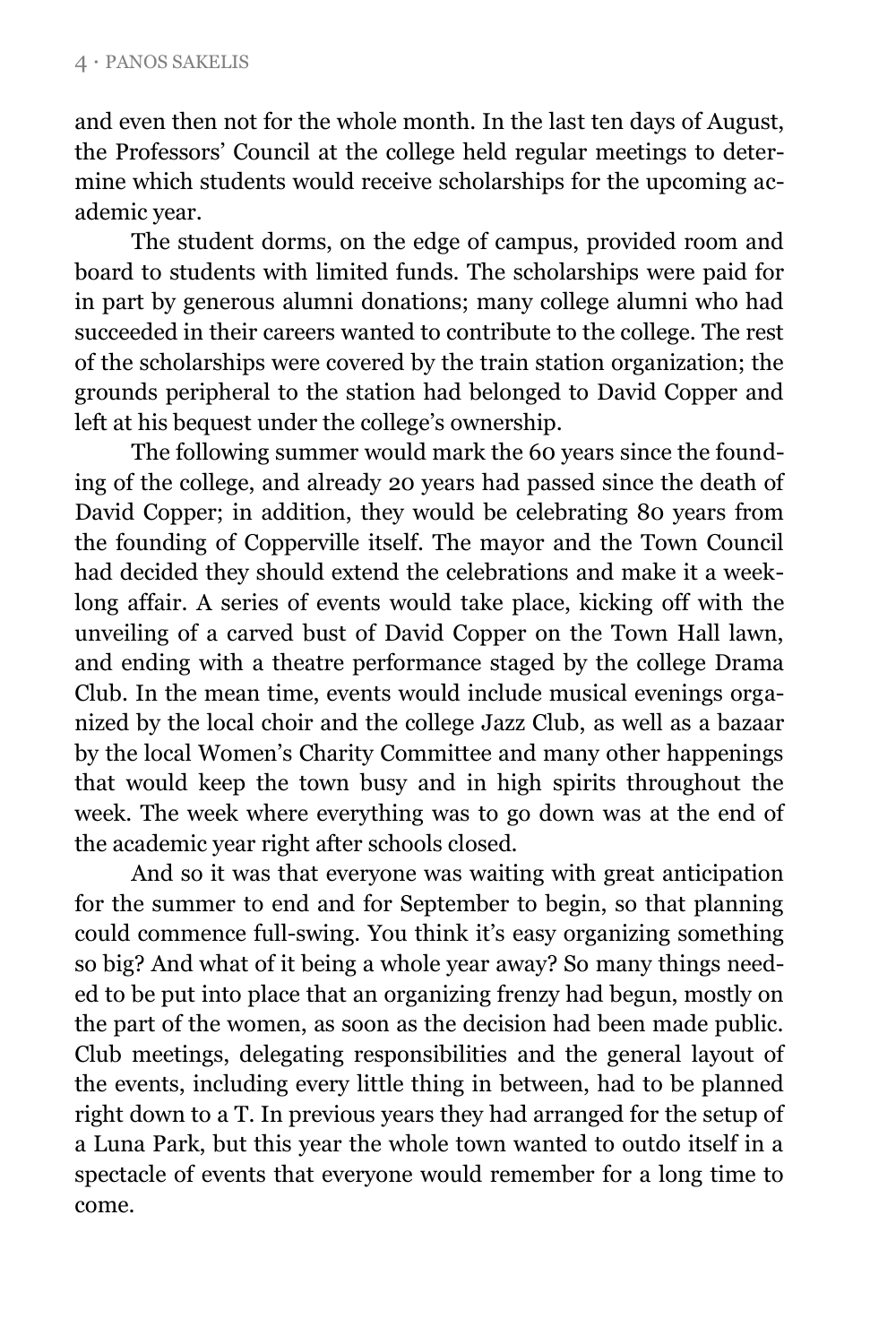and even then not for the whole month. In the last ten days of August, the Professors' Council at the college held regular meetings to determine which students would receive scholarships for the upcoming academic year.

The student dorms, on the edge of campus, provided room and board to students with limited funds. The scholarships were paid for in part by generous alumni donations; many college alumni who had succeeded in their careers wanted to contribute to the college. The rest of the scholarships were covered by the train station organization; the grounds peripheral to the station had belonged to David Copper and left at his bequest under the college's ownership.

The following summer would mark the 60 years since the founding of the college, and already 20 years had passed since the death of David Copper; in addition, they would be celebrating 80 years from the founding of Copperville itself. The mayor and the Town Council had decided they should extend the celebrations and make it a week-long affair. A series of events would take place, kicking off with the unveiling of a carved bust of David Copper on the Town Hall lawn, and ending with a theatre performance staged by the college Drama Club. In the mean time, events would include musical evenings organized by the local choir and the college Jazz Club, as well as a bazaar by the local Women's Charity Committee and many other happenings that would keep the town busy and in high spirits throughout the week. The week where everything was to go down was at the end of the academic year right after schools closed.

And so it was that everyone was waiting with great anticipation for the summer to end and for September to begin, so that planning could commence full-swing. You think it's easy organizing something so big? And what of it being a whole year away? So many things needed to be put into place that an organizing frenzy had begun, mostly on the part of the women, as soon as the decision had been made public. Club meetings, delegating responsibilities and the general layout of the events, including every little thing in between, had to be planned right down to a T. In previous years they had arranged for the setup of a Luna Park, but this year the whole town wanted to outdo itself in a spectacle of events that everyone would remember for a long time to come.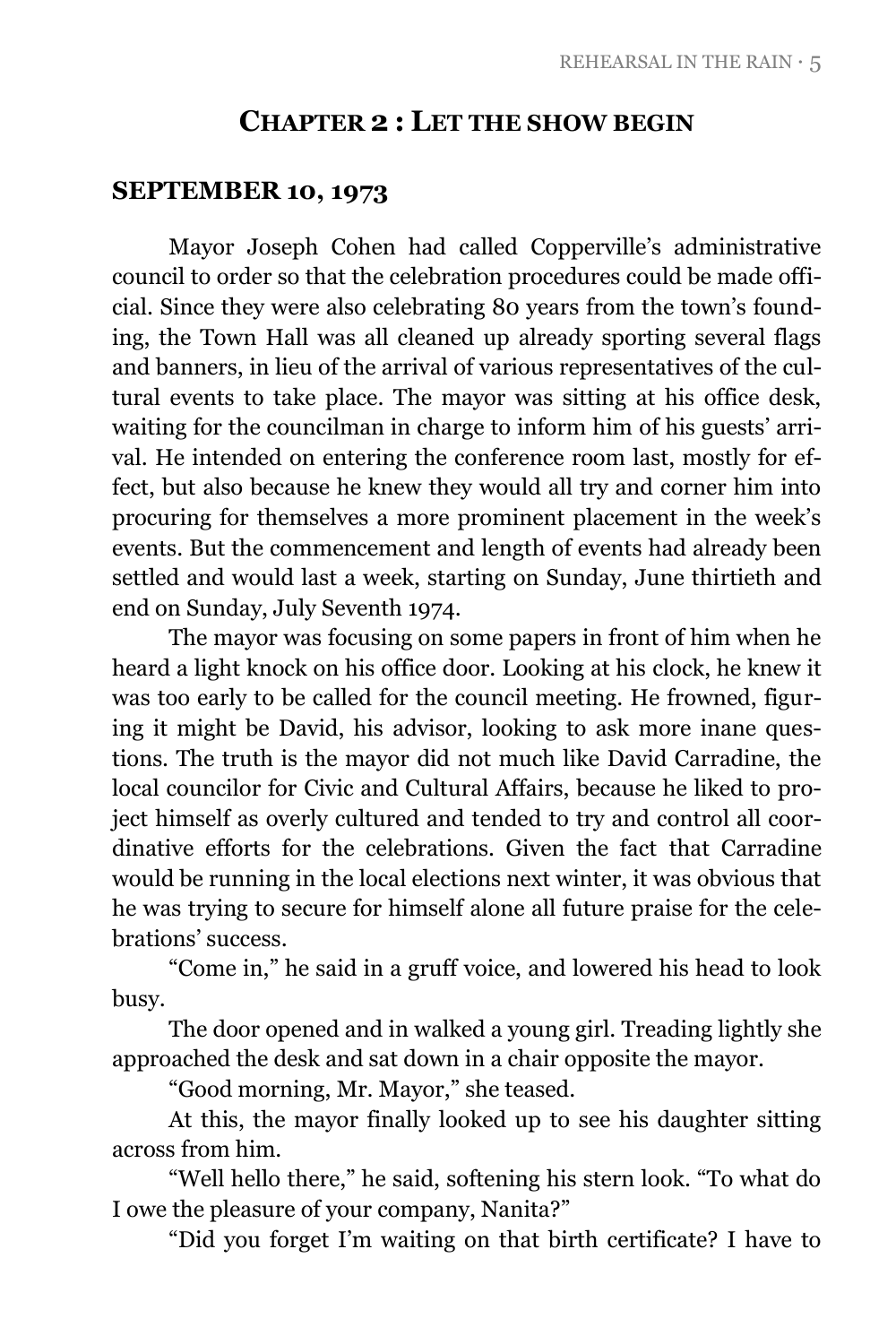## CHAPTER 2 : LET THE SHOW BEGIN

### SEPTEMBER 10, 1973

Mayor Joseph Cohen had called Copperville's administrative council to order so that the celebration procedures could be made official. Since they were also celebrating 80 years from the town's founding, the Town Hall was all cleaned up already sporting several flags and banners, in lieu of the arrival of various representatives of the cultural events to take place. The mayor was sitting at his office desk, waiting for the councilman in charge to inform him of his guests' arrival. He intended on entering the conference room last, mostly for effect, but also because he knew they would all try and corner him into procuring for themselves a more prominent placement in the week's events. But the commencement and length of events had already been settled and would last a week, starting on Sunday, June thirtieth and end on Sunday, July Seventh 1974.

The mayor was focusing on some papers in front of him when he heard a light knock on his office door. Looking at his clock, he knew it was too early to be called for the council meeting. He frowned, figuring it might be David, his advisor, looking to ask more inane questions. The truth is the mayor did not much like David Carradine, the local councilor for Civic and Cultural Affairs, because he liked to project himself as overly cultured and tended to try and control all coordinative efforts for the celebrations. Given the fact that Carradine would be running in the local elections next winter, it was obvious that he was trying to secure for himself alone all future praise for the celebrations' success.

"Come in," he said in a gruff voice, and lowered his head to look busy.

The door opened and in walked a young girl. Treading lightly she approached the desk and sat down in a chair opposite the mayor.

"Good morning, Mr. Mayor," she teased.

At this, the mayor finally looked up to see his daughter sitting across from him.

"Well hello there," he said, softening his stern look. "To what do I owe the pleasure of your company, Nanita?"

"Did you forget I'm waiting on that birth certificate? I have to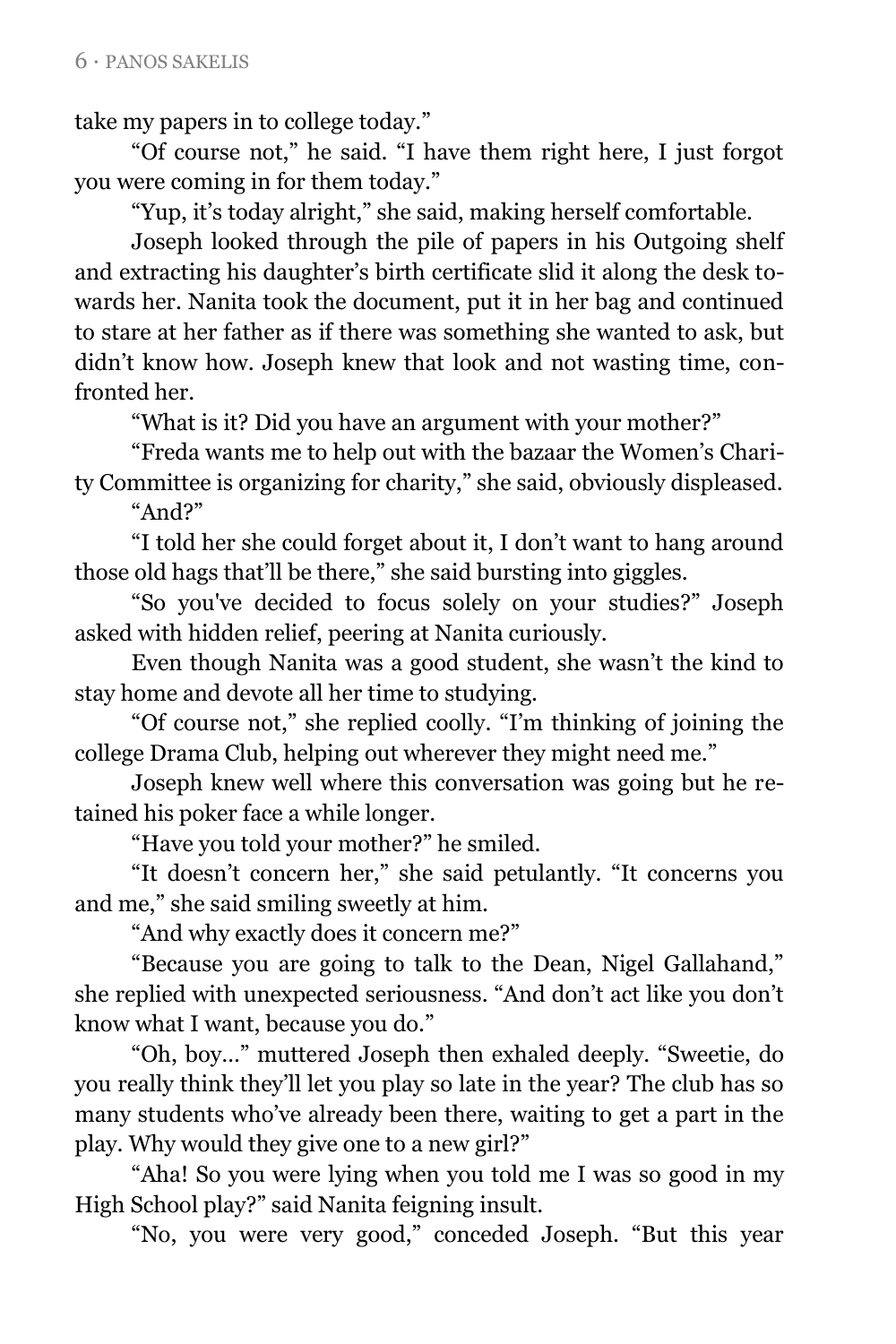take my papers in to college today."

"Of course not," he said. "I have them right here, I just forgot you were coming in for them today."

"Yup, it's today alright," she said, making herself comfortable.

Joseph looked through the pile of papers in his Outgoing shelf and extracting his daughter's birth certificate slid it along the desk towards her. Nanita took the document, put it in her bag and continued to stare at her father as if there was something she wanted to ask, but didn't know how. Joseph knew that look and not wasting time, confronted her.

"What is it? Did you have an argument with your mother?"

"Freda wants me to help out with the bazaar the Women's Charity Committee is organizing for charity," she said, obviously displeased.

"And?"

"I told her she could forget about it, I don't want to hang around those old hags that'll be there," she said bursting into giggles.

"So you've decided to focus solely on your studies?" Joseph asked with hidden relief, peering at Nanita curiously.

Even though Nanita was a good student, she wasn't the kind to stay home and devote all her time to studying.

"Of course not," she replied coolly. "I'm thinking of joining the college Drama Club, helping out wherever they might need me."

Joseph knew well where this conversation was going but he retained his poker face a while longer.

"Have you told your mother?" he smiled.

"It doesn't concern her," she said petulantly. "It concerns you and me," she said smiling sweetly at him.

"And why exactly does it concern me?"

"Because you are going to talk to the Dean, Nigel Gallahand," she replied with unexpected seriousness. "And don't act like you don't know what I want, because you do."

"Oh, boy..." muttered Joseph then exhaled deeply. "Sweetie, do you really think they'll let you play so late in the year? The club has so many students who've already been there, waiting to get a part in the play. Why would they give one to a new girl?"

"Aha! So you were lying when you told me I was so good in my High School play?" said Nanita feigning insult.

"No, you were very good," conceded Joseph. "But this year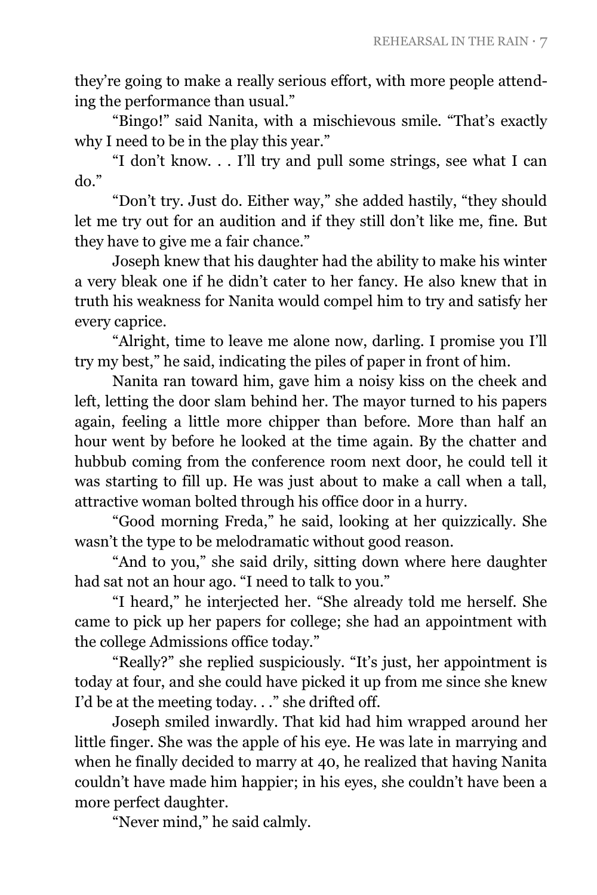they're going to make a really serious effort, with more people attending the performance than usual."

"Bingo!" said Nanita, with a mischievous smile. "That's exactly why I need to be in the play this year."

"I don't know. . . I'll try and pull some strings, see what I can do."

"Don't try. Just do. Either way," she added hastily, "they should let me try out for an audition and if they still don't like me, fine. But they have to give me a fair chance."

Joseph knew that his daughter had the ability to make his winter a very bleak one if he didn't cater to her fancy. He also knew that in truth his weakness for Nanita would compel him to try and satisfy her every caprice.

"Alright, time to leave me alone now, darling. I promise you I'll try my best," he said, indicating the piles of paper in front of him.

Nanita ran toward him, gave him a noisy kiss on the cheek and left, letting the door slam behind her. The mayor turned to his papers again, feeling a little more chipper than before. More than half an hour went by before he looked at the time again. By the chatter and hubbub coming from the conference room next door, he could tell it was starting to fill up. He was just about to make a call when a tall, attractive woman bolted through his office door in a hurry.

"Good morning Freda," he said, looking at her quizzically. She wasn't the type to be melodramatic without good reason.

"And to you," she said drily, sitting down where here daughter had sat not an hour ago. "I need to talk to you."

"I heard," he interjected her. "She already told me herself. She came to pick up her papers for college; she had an appointment with the college Admissions office today."

"Really?" she replied suspiciously. "It's just, her appointment is today at four, and she could have picked it up from me since she knew I'd be at the meeting today. . ." she drifted off.

Joseph smiled inwardly. That kid had him wrapped around her little finger. She was the apple of his eye. He was late in marrying and when he finally decided to marry at 40, he realized that having Nanita couldn't have made him happier; in his eyes, she couldn't have been a more perfect daughter.

"Never mind," he said calmly.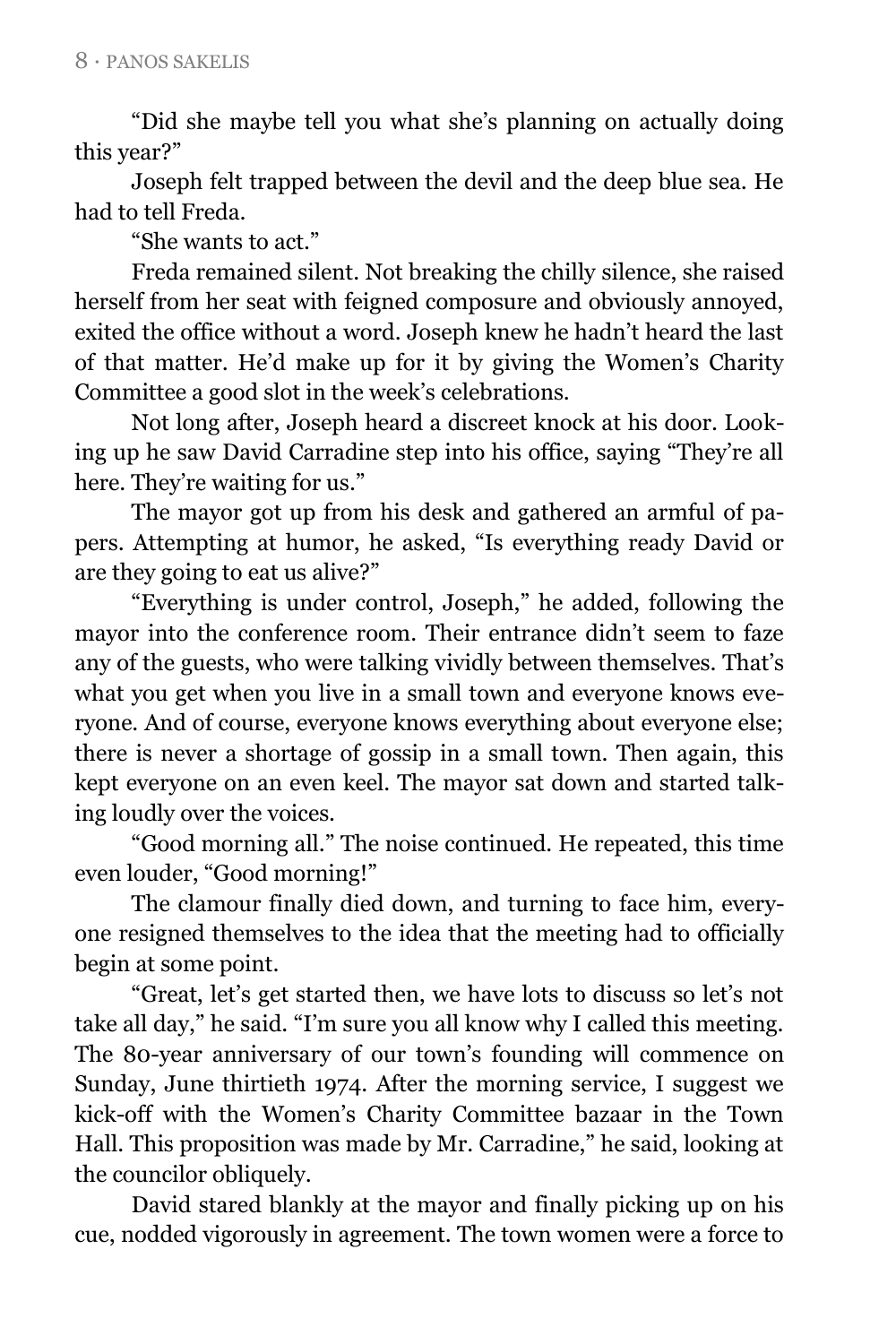"Did she maybe tell you what she's planning on actually doing this year?"

Joseph felt trapped between the devil and the deep blue sea. He had to tell Freda.

"She wants to act."

Freda remained silent. Not breaking the chilly silence, she raised herself from her seat with feigned composure and obviously annoyed, exited the office without a word. Joseph knew he hadn't heard the last of that matter. He'd make up for it by giving the Women's Charity Committee a good slot in the week's celebrations.

Not long after, Joseph heard a discreet knock at his door. Looking up he saw David Carradine step into his office, saying "They're all here. They're waiting for us."

The mayor got up from his desk and gathered an armful of papers. Attempting at humor, he asked, "Is everything ready David or are they going to eat us alive?"

"Everything is under control, Joseph," he added, following the mayor into the conference room. Their entrance didn't seem to faze any of the guests, who were talking vividly between themselves. That's what you get when you live in a small town and everyone knows everyone. And of course, everyone knows everything about everyone else; there is never a shortage of gossip in a small town. Then again, this kept everyone on an even keel. The mayor sat down and started talking loudly over the voices.

"Good morning all." The noise continued. He repeated, this time even louder, "Good morning!"

The clamour finally died down, and turning to face him, everyone resigned themselves to the idea that the meeting had to officially begin at some point.

"Great, let's get started then, we have lots to discuss so let's not take all day," he said. "I'm sure you all know why I called this meeting. The 80-year anniversary of our town's founding will commence on Sunday, June thirtieth 1974. After the morning service, I suggest we kick-off with the Women's Charity Committee bazaar in the Town Hall. This proposition was made by Mr. Carradine," he said, looking at the councilor obliquely.

David stared blankly at the mayor and finally picking up on his cue, nodded vigorously in agreement. The town women were a force to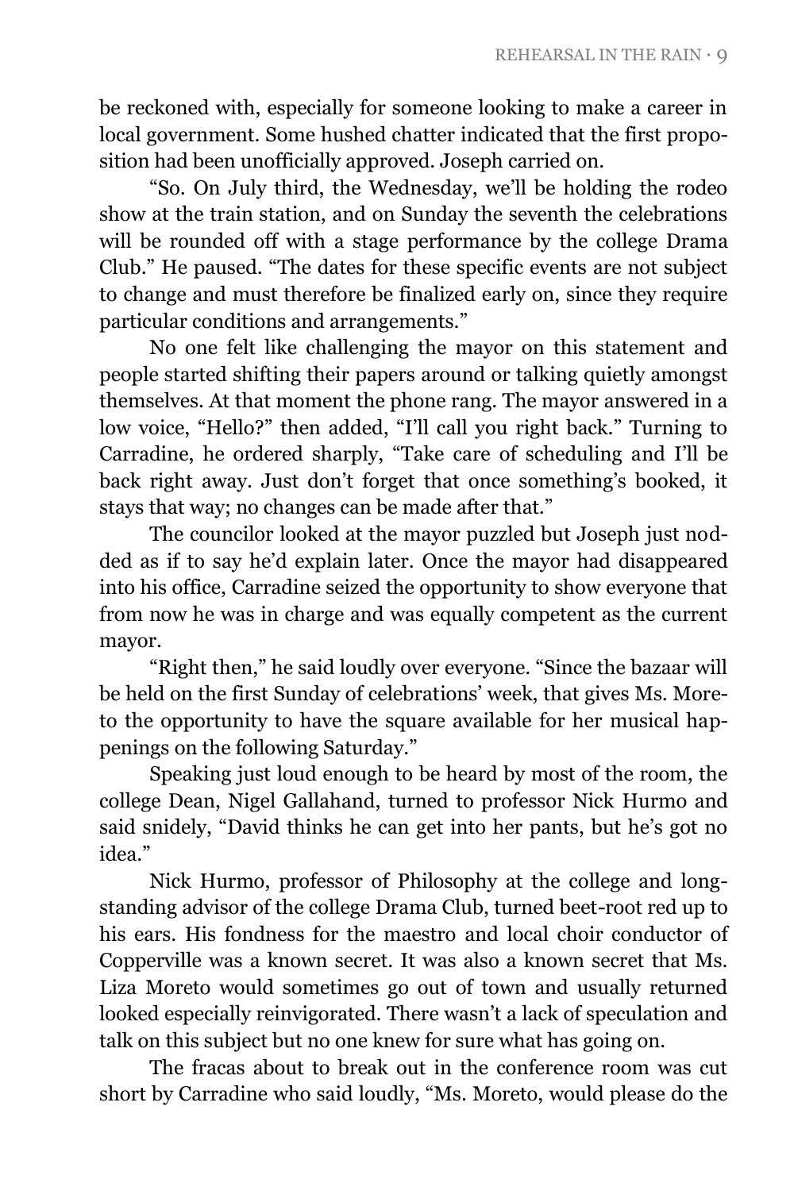be reckoned with, especially for someone looking to make a career in local government. Some hushed chatter indicated that the first proposition had been unofficially approved. Joseph carried on.

"So. On July third, the Wednesday, we'll be holding the rodeo show at the train station, and on Sunday the seventh the celebrations will be rounded off with a stage performance by the college Drama Club." He paused. "The dates for these specific events are not subject to change and must therefore be finalized early on, since they require particular conditions and arrangements."

No one felt like challenging the mayor on this statement and people started shifting their papers around or talking quietly amongst themselves. At that moment the phone rang. The mayor answered in a low voice, "Hello?" then added, "I'll call you right back." Turning to Carradine, he ordered sharply, "Take care of scheduling and I'll be back right away. Just don't forget that once something's booked, it stays that way; no changes can be made after that."

The councilor looked at the mayor puzzled but Joseph just nodded as if to say he'd explain later. Once the mayor had disappeared into his office, Carradine seized the opportunity to show everyone that from now he was in charge and was equally competent as the current mayor.

"Right then," he said loudly over everyone. "Since the bazaar will be held on the first Sunday of celebrations' week, that gives Ms. Moreto the opportunity to have the square available for her musical happenings on the following Saturday."

Speaking just loud enough to be heard by most of the room, the college Dean, Nigel Gallahand, turned to professor Nick Hurmo and said snidely, "David thinks he can get into her pants, but he's got no idea."

Nick Hurmo, professor of Philosophy at the college and long-standing advisor of the college Drama Club, turned beet-root red up to his ears. His fondness for the maestro and local choir conductor of Copperville was a known secret. It was also a known secret that Ms. Liza Moreto would sometimes go out of town and usually returned looked especially reinvigorated. There wasn't a lack of speculation and talk on this subject but no one knew for sure what has going on.

The fracas about to break out in the conference room was cut short by Carradine who said loudly, "Ms. Moreto, would please do the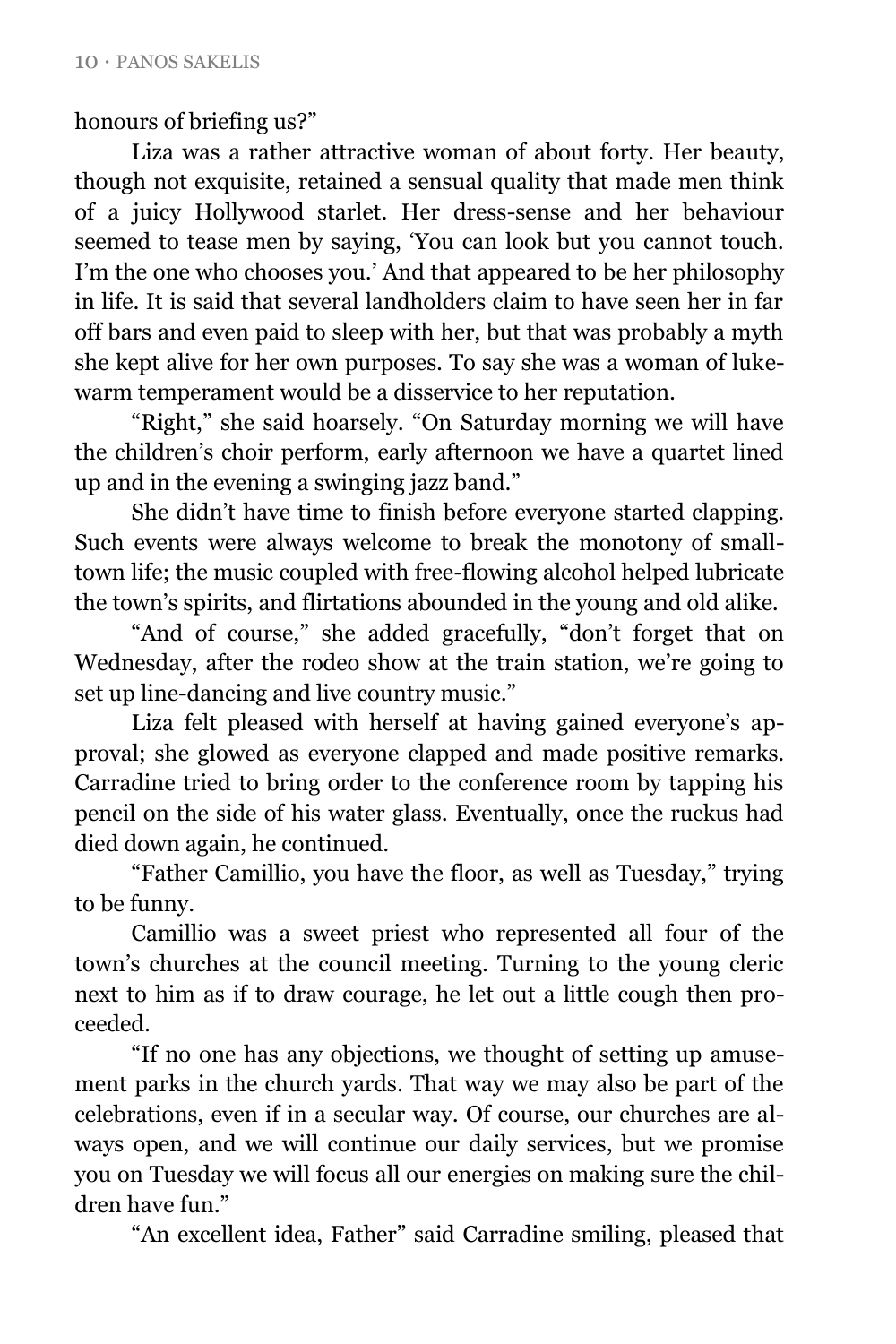honours of briefing us?"

Liza was a rather attractive woman of about forty. Her beauty, though not exquisite, retained a sensual quality that made men think of a juicy Hollywood starlet. Her dress-sense and her behaviour seemed to tease men by saying, 'You can look but you cannot touch. I'm the one who chooses you.' And that appeared to be her philosophy in life. It is said that several landholders claim to have seen her in far off bars and even paid to sleep with her, but that was probably a myth she kept alive for her own purposes. To say she was a woman of lukewarm temperament would be a disservice to her reputation.

"Right," she said hoarsely. "On Saturday morning we will have the children's choir perform, early afternoon we have a quartet lined up and in the evening a swinging jazz band."

She didn't have time to finish before everyone started clapping. Such events were always welcome to break the monotony of small-town life; the music coupled with free-flowing alcohol helped lubricate the town's spirits, and flirtations abounded in the young and old alike.

"And of course," she added gracefully, "don't forget that on Wednesday, after the rodeo show at the train station, we're going to set up line-dancing and live country music."

Liza felt pleased with herself at having gained everyone's approval; she glowed as everyone clapped and made positive remarks. Carradine tried to bring order to the conference room by tapping his pencil on the side of his water glass. Eventually, once the ruckus had died down again, he continued.

"Father Camillio, you have the floor, as well as Tuesday," trying to be funny.

Camillio was a sweet priest who represented all four of the town's churches at the council meeting. Turning to the young cleric next to him as if to draw courage, he let out a little cough then proceeded.

"If no one has any objections, we thought of setting up amusement parks in the church yards. That way we may also be part of the celebrations, even if in a secular way. Of course, our churches are always open, and we will continue our daily services, but we promise you on Tuesday we will focus all our energies on making sure the children have fun."

"An excellent idea, Father" said Carradine smiling, pleased that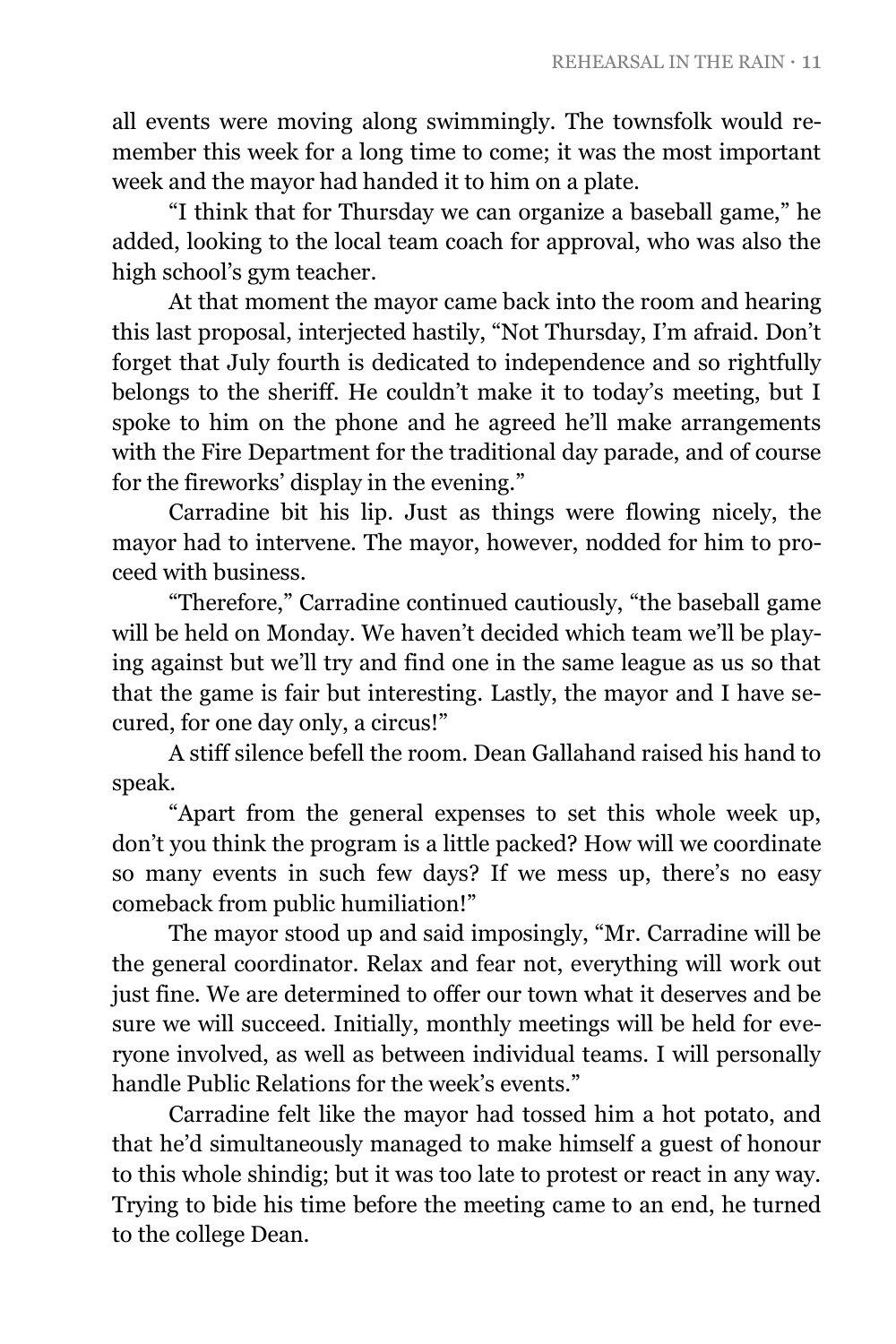all events were moving along swimmingly. The townsfolk would remember this week for a long time to come; it was the most important week and the mayor had handed it to him on a plate.

"I think that for Thursday we can organize a baseball game," he added, looking to the local team coach for approval, who was also the high school's gym teacher.

At that moment the mayor came back into the room and hearing this last proposal, interjected hastily, "Not Thursday, I'm afraid. Don't forget that July fourth is dedicated to independence and so rightfully belongs to the sheriff. He couldn't make it to today's meeting, but I spoke to him on the phone and he agreed he'll make arrangements with the Fire Department for the traditional day parade, and of course for the fireworks' display in the evening."

Carradine bit his lip. Just as things were flowing nicely, the mayor had to intervene. The mayor, however, nodded for him to proceed with business.

"Therefore," Carradine continued cautiously, "the baseball game will be held on Monday. We haven't decided which team we'll be playing against but we'll try and find one in the same league as us so that that the game is fair but interesting. Lastly, the mayor and I have secured, for one day only, a circus!"

A stiff silence befell the room. Dean Gallahand raised his hand to speak.

"Apart from the general expenses to set this whole week up, don't you think the program is a little packed? How will we coordinate so many events in such few days? If we mess up, there's no easy comeback from public humiliation!"

The mayor stood up and said imposingly, "Mr. Carradine will be the general coordinator. Relax and fear not, everything will work out just fine. We are determined to offer our town what it deserves and be sure we will succeed. Initially, monthly meetings will be held for everyone involved, as well as between individual teams. I will personally handle Public Relations for the week's events."

Carradine felt like the mayor had tossed him a hot potato, and that he'd simultaneously managed to make himself a guest of honour to this whole shindig; but it was too late to protest or react in any way. Trying to bide his time before the meeting came to an end, he turned to the college Dean.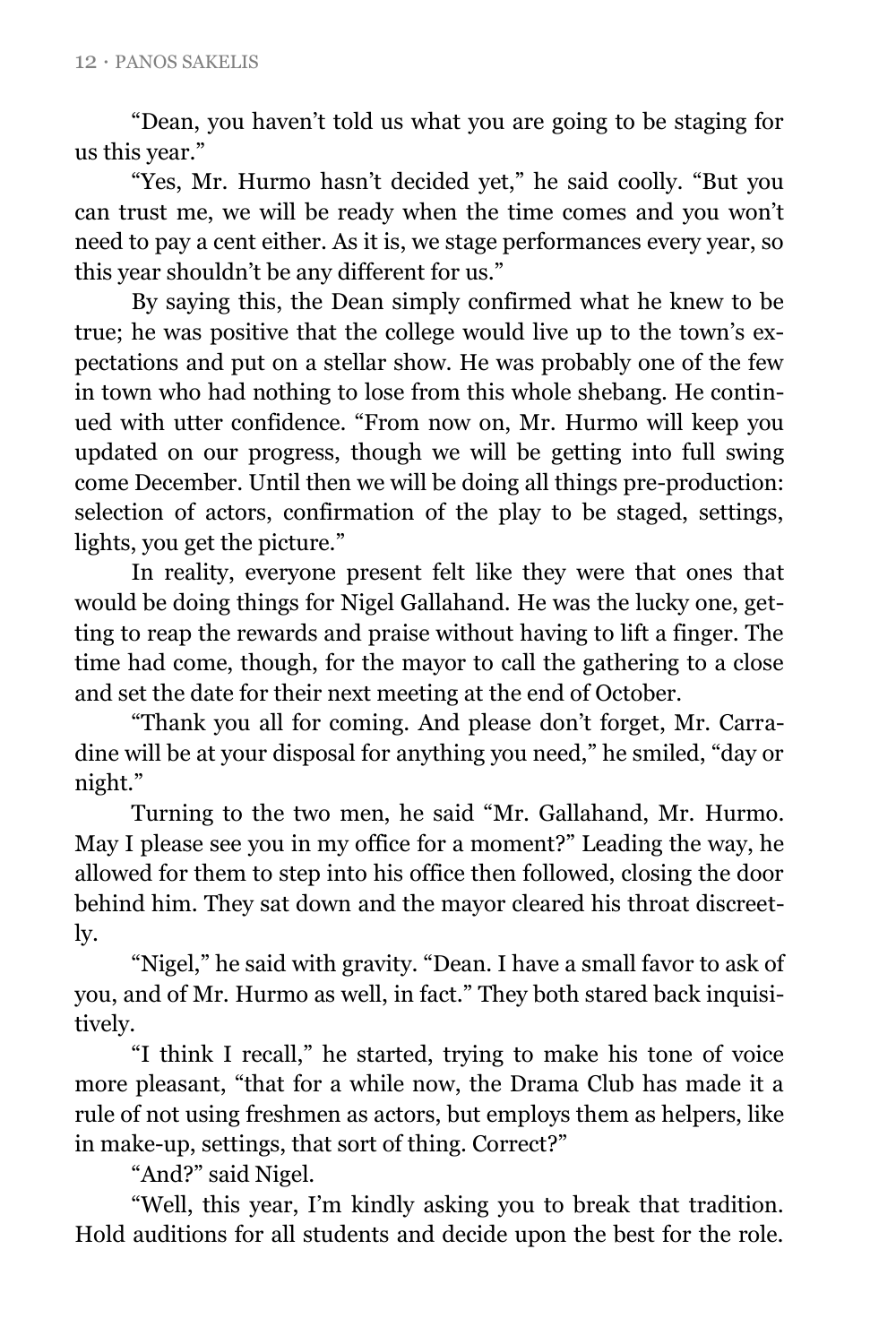"Dean, you haven't told us what you are going to be staging for us this year."

"Yes, Mr. Hurmo hasn't decided yet," he said coolly. "But you can trust me, we will be ready when the time comes and you won't need to pay a cent either. As it is, we stage performances every year, so this year shouldn't be any different for us."

By saying this, the Dean simply confirmed what he knew to be true; he was positive that the college would live up to the town's expectations and put on a stellar show. He was probably one of the few in town who had nothing to lose from this whole shebang. He continued with utter confidence. "From now on, Mr. Hurmo will keep you updated on our progress, though we will be getting into full swing come December. Until then we will be doing all things pre-production: selection of actors, confirmation of the play to be staged, settings, lights, you get the picture."

In reality, everyone present felt like they were that ones that would be doing things for Nigel Gallahand. He was the lucky one, getting to reap the rewards and praise without having to lift a finger. The time had come, though, for the mayor to call the gathering to a close and set the date for their next meeting at the end of October.

"Thank you all for coming. And please don't forget, Mr. Carradine will be at your disposal for anything you need," he smiled, "day or night."

Turning to the two men, he said "Mr. Gallahand, Mr. Hurmo. May I please see you in my office for a moment?" Leading the way, he allowed for them to step into his office then followed, closing the door behind him. They sat down and the mayor cleared his throat discreetly.

"Nigel," he said with gravity. "Dean. I have a small favor to ask of you, and of Mr. Hurmo as well, in fact." They both stared back inquisitively.

"I think I recall," he started, trying to make his tone of voice more pleasant, "that for a while now, the Drama Club has made it a rule of not using freshmen as actors, but employs them as helpers, like in make-up, settings, that sort of thing. Correct?"

"And?" said Nigel.

"Well, this year, I'm kindly asking you to break that tradition. Hold auditions for all students and decide upon the best for the role.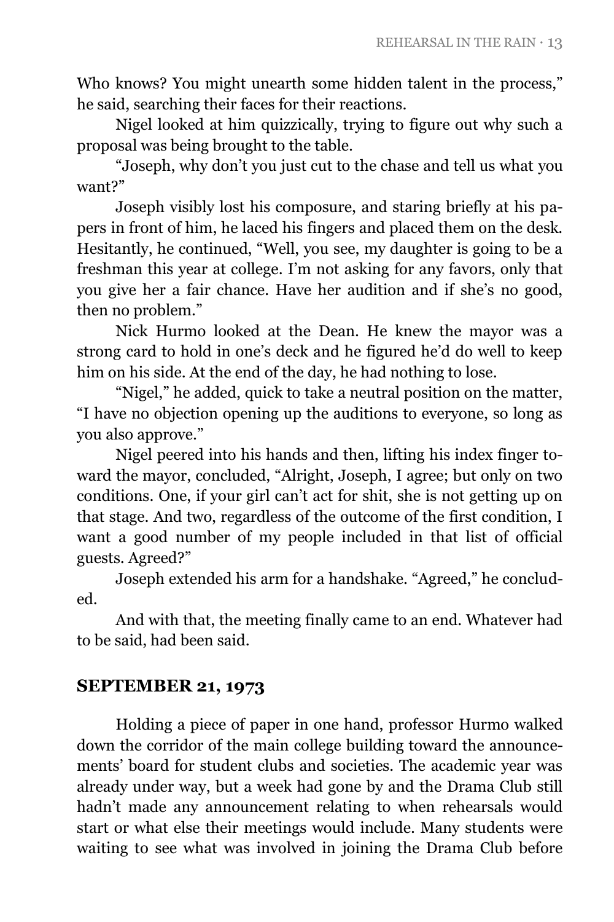Who knows? You might unearth some hidden talent in the process," he said, searching their faces for their reactions.

Nigel looked at him quizzically, trying to figure out why such a proposal was being brought to the table.

"Joseph, why don't you just cut to the chase and tell us what you want?"

Joseph visibly lost his composure, and staring briefly at his papers in front of him, he laced his fingers and placed them on the desk. Hesitantly, he continued, "Well, you see, my daughter is going to be a freshman this year at college. I'm not asking for any favors, only that you give her a fair chance. Have her audition and if she's no good, then no problem."

Nick Hurmo looked at the Dean. He knew the mayor was a strong card to hold in one's deck and he figured he'd do well to keep him on his side. At the end of the day, he had nothing to lose.

"Nigel," he added, quick to take a neutral position on the matter, "I have no objection opening up the auditions to everyone, so long as you also approve."

Nigel peered into his hands and then, lifting his index finger toward the mayor, concluded, "Alright, Joseph, I agree; but only on two conditions. One, if your girl can't act for shit, she is not getting up on that stage. And two, regardless of the outcome of the first condition, I want a good number of my people included in that list of official guests. Agreed?"

Joseph extended his arm for a handshake. "Agreed," he concluded.

And with that, the meeting finally came to an end. Whatever had to be said, had been said.

## SEPTEMBER 21, 1973

Holding a piece of paper in one hand, professor Hurmo walked down the corridor of the main college building toward the announcements' board for student clubs and societies. The academic year was already under way, but a week had gone by and the Drama Club still hadn't made any announcement relating to when rehearsals would start or what else their meetings would include. Many students were waiting to see what was involved in joining the Drama Club before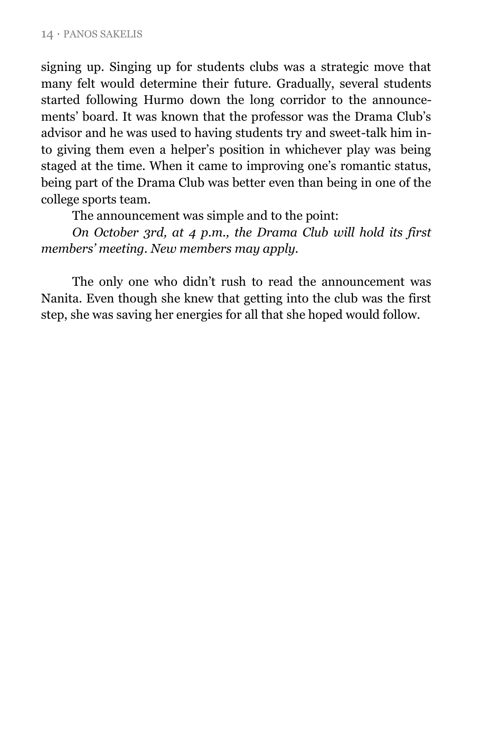signing up. Singing up for students clubs was a strategic move that many felt would determine their future. Gradually, several students started following Hurmo down the long corridor to the announcements' board. It was known that the professor was the Drama Club's advisor and he was used to having students try and sweet-talk him into giving them even a helper's position in whichever play was being staged at the time. When it came to improving one's romantic status, being part of the Drama Club was better even than being in one of the college sports team.

The announcement was simple and to the point:

*On October 3rd, at 4 p.m., the Drama Club will hold its first members' meeting. New members may apply.*

The only one who didn't rush to read the announcement was Nanita. Even though she knew that getting into the club was the first step, she was saving her energies for all that she hoped would follow.